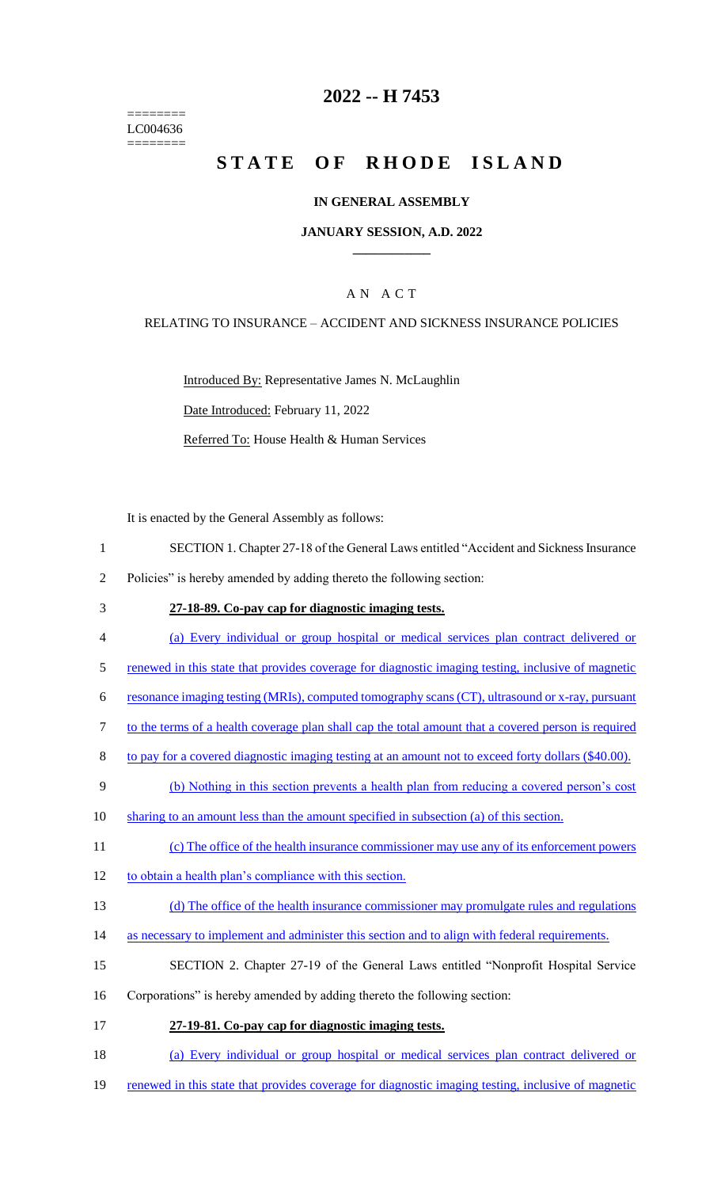# 2022 -- H 7453

========
LC004636
========

# STATE OF RHODE ISLAND

### IN GENERAL ASSEMBLY

### JANUARY SESSION, A.D. 2022

### A N A C T

RELATING TO INSURANCE – ACCIDENT AND SICKNESS INSURANCE POLICIES

Introduced By: Representative James N. McLaughlin

Date Introduced: February 11, 2022

Referred To: House Health & Human Services

It is enacted by the General Assembly as follows:

1 SECTION 1. Chapter 27-18 of the General Laws entitled "Accident and Sickness Insurance
2 Policies" is hereby amended by adding thereto the following section:

3 **27-18-89. Co-pay cap for diagnostic imaging tests.**

4 (a) Every individual or group hospital or medical services plan contract delivered or
5 renewed in this state that provides coverage for diagnostic imaging testing, inclusive of magnetic
6 resonance imaging testing (MRIs), computed tomography scans (CT), ultrasound or x-ray, pursuant
7 to the terms of a health coverage plan shall cap the total amount that a covered person is required
8 to pay for a covered diagnostic imaging testing at an amount not to exceed forty dollars ($40.00).

9 (b) Nothing in this section prevents a health plan from reducing a covered person's cost
10 sharing to an amount less than the amount specified in subsection (a) of this section.

11 (c) The office of the health insurance commissioner may use any of its enforcement powers
12 to obtain a health plan's compliance with this section.

13 (d) The office of the health insurance commissioner may promulgate rules and regulations
14 as necessary to implement and administer this section and to align with federal requirements.

15 SECTION 2. Chapter 27-19 of the General Laws entitled "Nonprofit Hospital Service
16 Corporations" is hereby amended by adding thereto the following section:

17 **27-19-81. Co-pay cap for diagnostic imaging tests.**

18 (a) Every individual or group hospital or medical services plan contract delivered or
19 renewed in this state that provides coverage for diagnostic imaging testing, inclusive of magnetic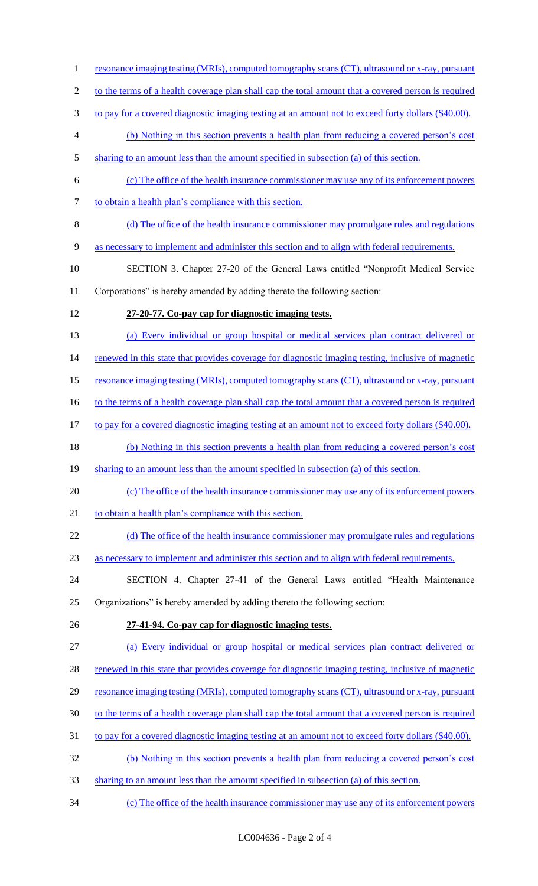resonance imaging testing (MRIs), computed tomography scans (CT), ultrasound or x-ray, pursuant to the terms of a health coverage plan shall cap the total amount that a covered person is required to pay for a covered diagnostic imaging testing at an amount not to exceed forty dollars ($40.00).

(b) Nothing in this section prevents a health plan from reducing a covered person's cost sharing to an amount less than the amount specified in subsection (a) of this section.

(c) The office of the health insurance commissioner may use any of its enforcement powers to obtain a health plan's compliance with this section.

(d) The office of the health insurance commissioner may promulgate rules and regulations as necessary to implement and administer this section and to align with federal requirements.

SECTION 3. Chapter 27-20 of the General Laws entitled "Nonprofit Medical Service Corporations" is hereby amended by adding thereto the following section:

**27-20-77. Co-pay cap for diagnostic imaging tests.**

(a) Every individual or group hospital or medical services plan contract delivered or renewed in this state that provides coverage for diagnostic imaging testing, inclusive of magnetic resonance imaging testing (MRIs), computed tomography scans (CT), ultrasound or x-ray, pursuant to the terms of a health coverage plan shall cap the total amount that a covered person is required to pay for a covered diagnostic imaging testing at an amount not to exceed forty dollars ($40.00).

(b) Nothing in this section prevents a health plan from reducing a covered person's cost sharing to an amount less than the amount specified in subsection (a) of this section.

(c) The office of the health insurance commissioner may use any of its enforcement powers to obtain a health plan's compliance with this section.

(d) The office of the health insurance commissioner may promulgate rules and regulations as necessary to implement and administer this section and to align with federal requirements.

SECTION 4. Chapter 27-41 of the General Laws entitled "Health Maintenance Organizations" is hereby amended by adding thereto the following section:

**27-41-94. Co-pay cap for diagnostic imaging tests.**

(a) Every individual or group hospital or medical services plan contract delivered or renewed in this state that provides coverage for diagnostic imaging testing, inclusive of magnetic resonance imaging testing (MRIs), computed tomography scans (CT), ultrasound or x-ray, pursuant to the terms of a health coverage plan shall cap the total amount that a covered person is required to pay for a covered diagnostic imaging testing at an amount not to exceed forty dollars ($40.00).

(b) Nothing in this section prevents a health plan from reducing a covered person's cost sharing to an amount less than the amount specified in subsection (a) of this section.

(c) The office of the health insurance commissioner may use any of its enforcement powers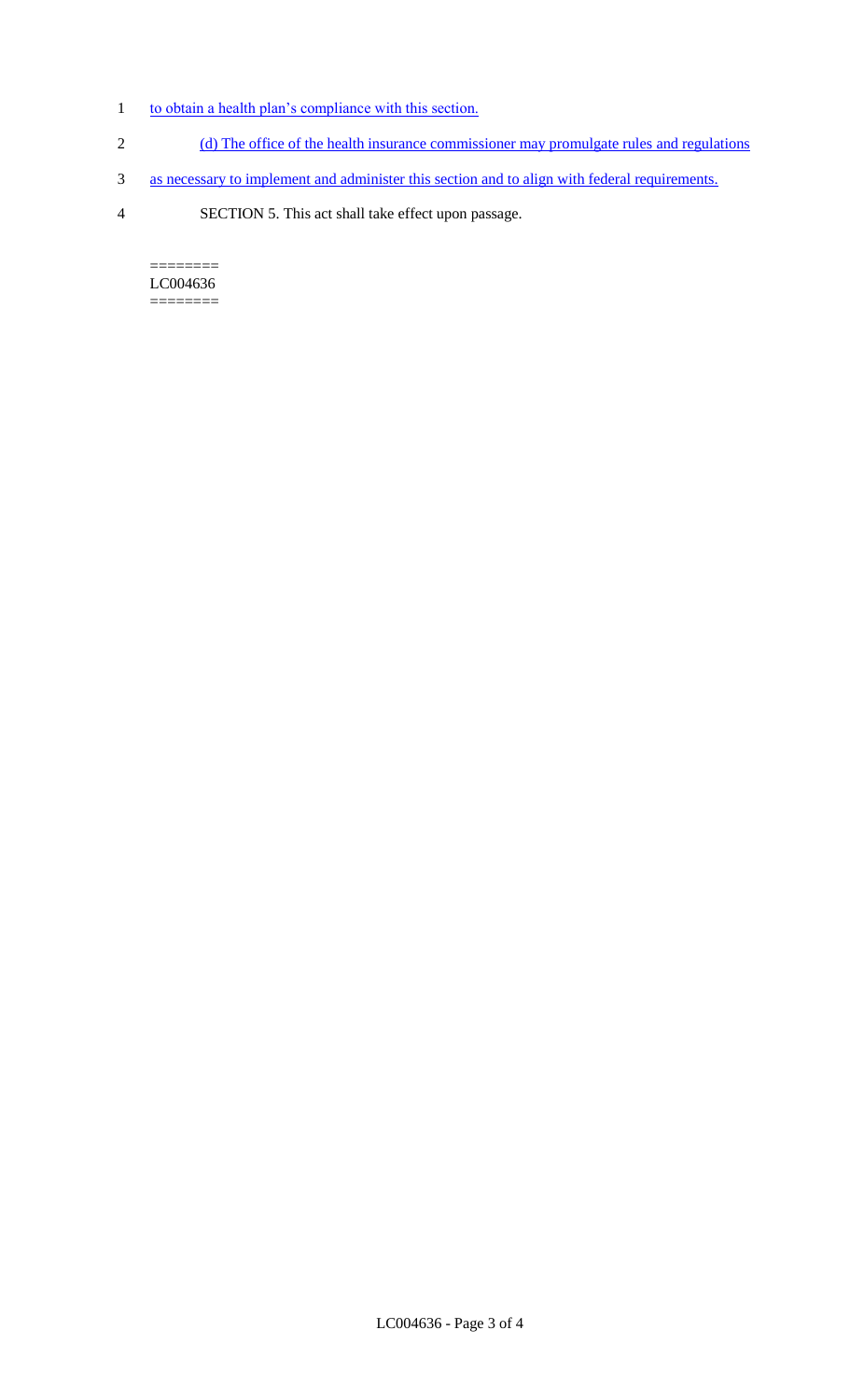to obtain a health plan's compliance with this section.

(d) The office of the health insurance commissioner may promulgate rules and regulations as necessary to implement and administer this section and to align with federal requirements.

SECTION 5. This act shall take effect upon passage.

========
LC004636
========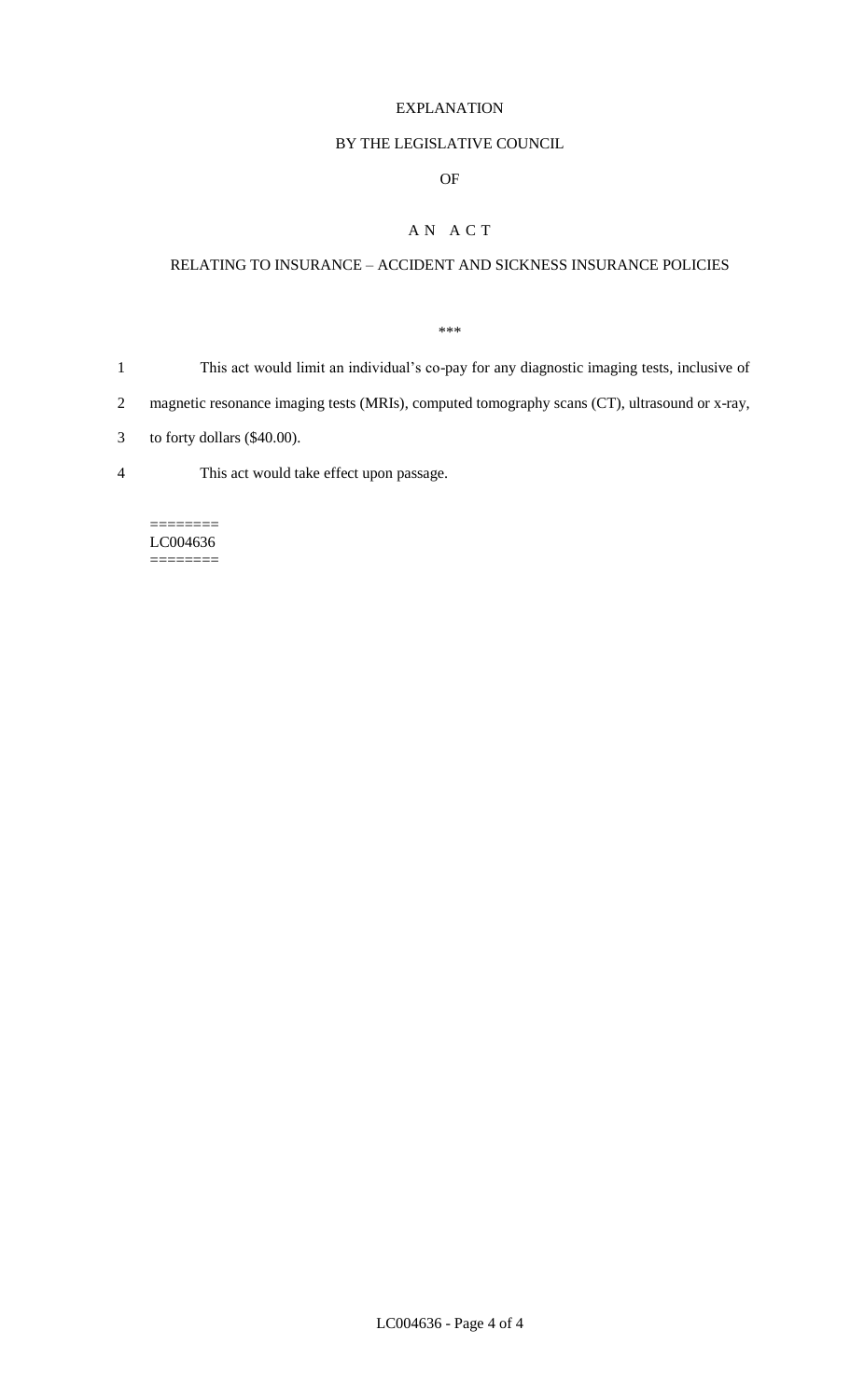EXPLANATION

BY THE LEGISLATIVE COUNCIL

OF

A N A C T

RELATING TO INSURANCE – ACCIDENT AND SICKNESS INSURANCE POLICIES

\*\*\*

This act would limit an individual's co-pay for any diagnostic imaging tests, inclusive of magnetic resonance imaging tests (MRIs), computed tomography scans (CT), ultrasound or x-ray, to forty dollars ($40.00).

This act would take effect upon passage.

========
LC004636
========